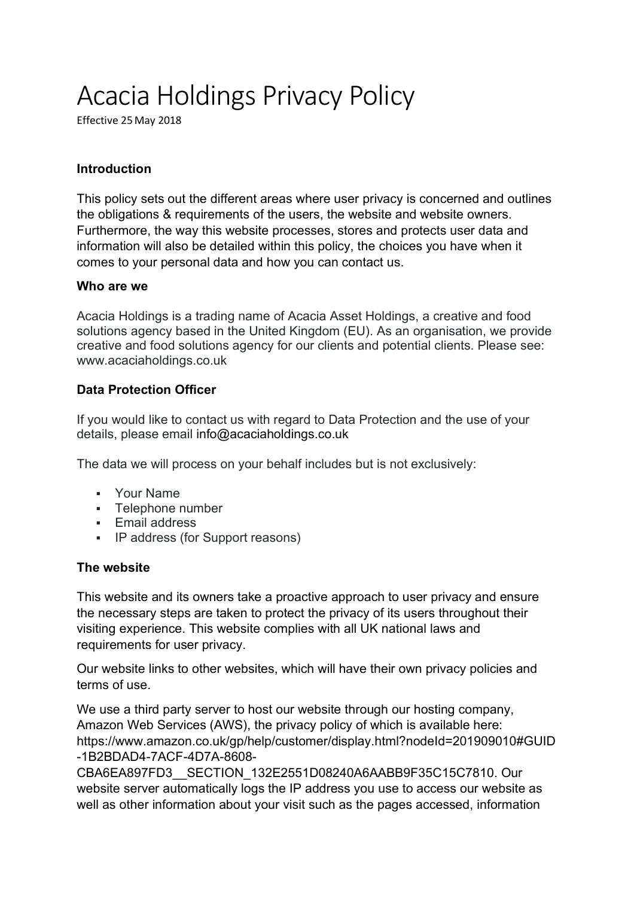# Acacia Holdings Privacy Policy

Effective 25 May 2018

### Introduction

This policy sets out the different areas where user privacy is concerned and outlines the obligations & requirements of the users, the website and website owners. Furthermore, the way this website processes, stores and protects user data and information will also be detailed within this policy, the choices you have when it comes to your personal data and how you can contact us.

### Who are we

Acacia Holdings is a trading name of Acacia Asset Holdings, a creative and food solutions agency based in the United Kingdom (EU). As an organisation, we provide creative and food solutions agency for our clients and potential clients. Please see: www.acaciaholdings.co.uk

### Data Protection Officer

If you would like to contact us with regard to Data Protection and the use of your details, please email info@acaciaholdings.co.uk

The data we will process on your behalf includes but is not exclusively:

- Your Name
- Telephone number
- Email address
- IP address (for Support reasons)

### The website

This website and its owners take a proactive approach to user privacy and ensure the necessary steps are taken to protect the privacy of its users throughout their visiting experience. This website complies with all UK national laws and requirements for user privacy.

Our website links to other websites, which will have their own privacy policies and terms of use.

We use a third party server to host our website through our hosting company, Amazon Web Services (AWS), the privacy policy of which is available here: https://www.amazon.co.uk/gp/help/customer/display.html?nodeId=201909010#GUID-1B2BDAD4-7ACF-4D7A-8608-CBA6EA897FD3__SECTION_132E2551D08240A6AABB9F35C15C7810. Our website server automatically logs the IP address you use to access our website as well as other information about your visit such as the pages accessed, information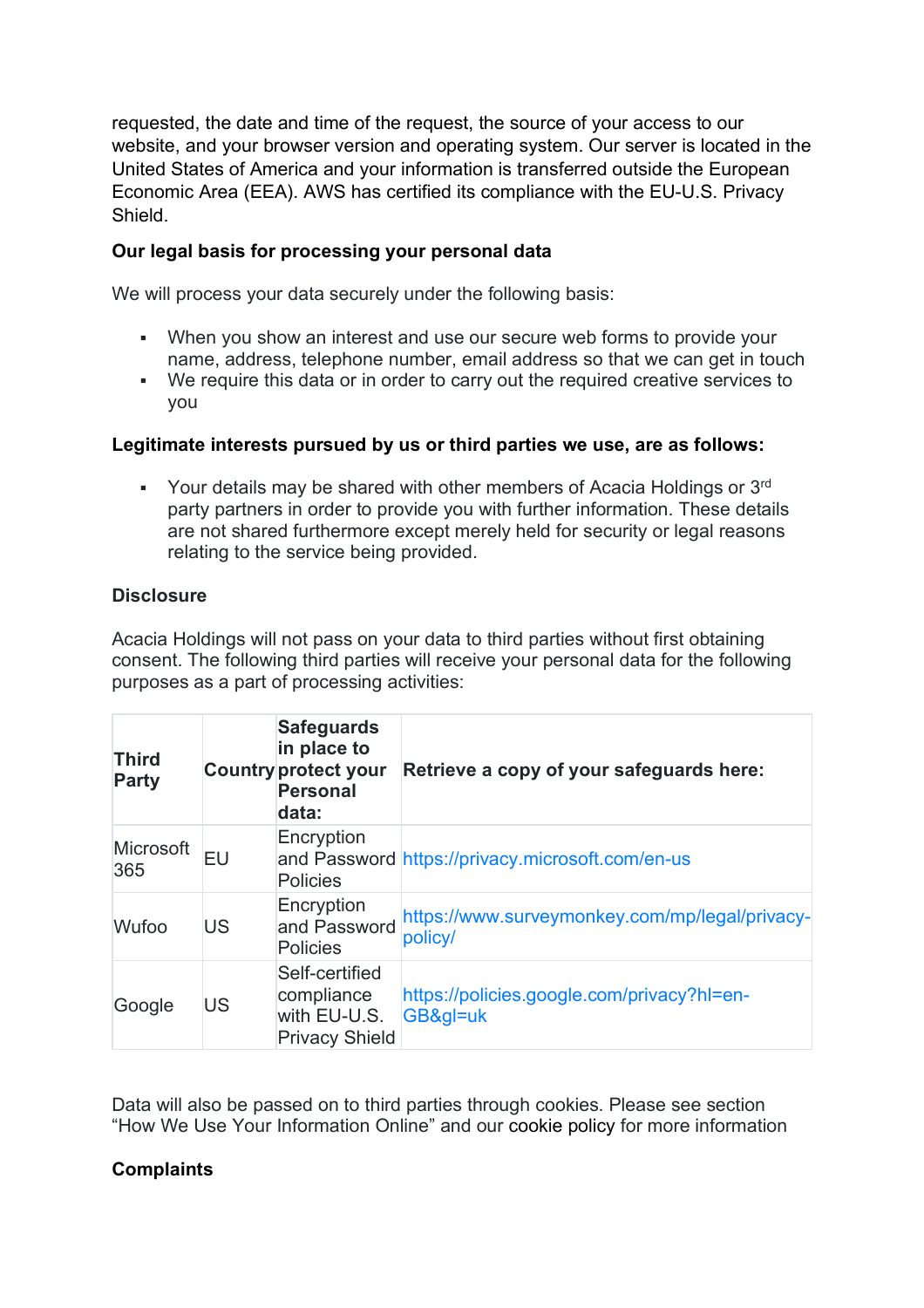requested, the date and time of the request, the source of your access to our website, and your browser version and operating system. Our server is located in the United States of America and your information is transferred outside the European Economic Area (EEA). AWS has certified its compliance with the EU-U.S. Privacy Shield.

**Our legal basis for processing your personal data**

We will process your data securely under the following basis:

- When you show an interest and use our secure web forms to provide your name, address, telephone number, email address so that we can get in touch
- We require this data or in order to carry out the required creative services to you

**Legitimate interests pursued by us or third parties we use, are as follows:**

- Your details may be shared with other members of Acacia Holdings or 3rd party partners in order to provide you with further information. These details are not shared furthermore except merely held for security or legal reasons relating to the service being provided.

**Disclosure**

Acacia Holdings will not pass on your data to third parties without first obtaining consent. The following third parties will receive your personal data for the following purposes as a part of processing activities:

| Third Party | Country | Safeguards in place to protect your Personal data: | Retrieve a copy of your safeguards here: |
|---|---|---|---|
| Microsoft 365 | EU | Encryption and Password Policies | https://privacy.microsoft.com/en-us |
| Wufoo | US | Encryption and Password Policies | https://www.surveymonkey.com/mp/legal/privacy-policy/ |
| Google | US | Self-certified compliance with EU-U.S. Privacy Shield | https://policies.google.com/privacy?hl=en-GB&gl=uk |

Data will also be passed on to third parties through cookies. Please see section "How We Use Your Information Online" and our cookie policy for more information

**Complaints**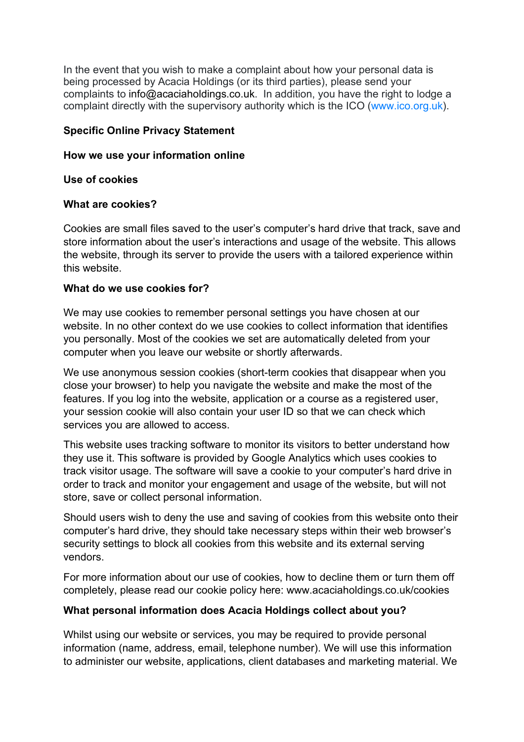In the event that you wish to make a complaint about how your personal data is being processed by Acacia Holdings (or its third parties), please send your complaints to info@acaciaholdings.co.uk. In addition, you have the right to lodge a complaint directly with the supervisory authority which is the ICO (www.ico.org.uk).

**Specific Online Privacy Statement**

**How we use your information online**

**Use of cookies**

**What are cookies?**

Cookies are small files saved to the user's computer's hard drive that track, save and store information about the user's interactions and usage of the website. This allows the website, through its server to provide the users with a tailored experience within this website.

**What do we use cookies for?**

We may use cookies to remember personal settings you have chosen at our website. In no other context do we use cookies to collect information that identifies you personally. Most of the cookies we set are automatically deleted from your computer when you leave our website or shortly afterwards.

We use anonymous session cookies (short-term cookies that disappear when you close your browser) to help you navigate the website and make the most of the features. If you log into the website, application or a course as a registered user, your session cookie will also contain your user ID so that we can check which services you are allowed to access.

This website uses tracking software to monitor its visitors to better understand how they use it. This software is provided by Google Analytics which uses cookies to track visitor usage. The software will save a cookie to your computer's hard drive in order to track and monitor your engagement and usage of the website, but will not store, save or collect personal information.

Should users wish to deny the use and saving of cookies from this website onto their computer's hard drive, they should take necessary steps within their web browser's security settings to block all cookies from this website and its external serving vendors.

For more information about our use of cookies, how to decline them or turn them off completely, please read our cookie policy here: www.acaciaholdings.co.uk/cookies

**What personal information does Acacia Holdings collect about you?**

Whilst using our website or services, you may be required to provide personal information (name, address, email, telephone number). We will use this information to administer our website, applications, client databases and marketing material. We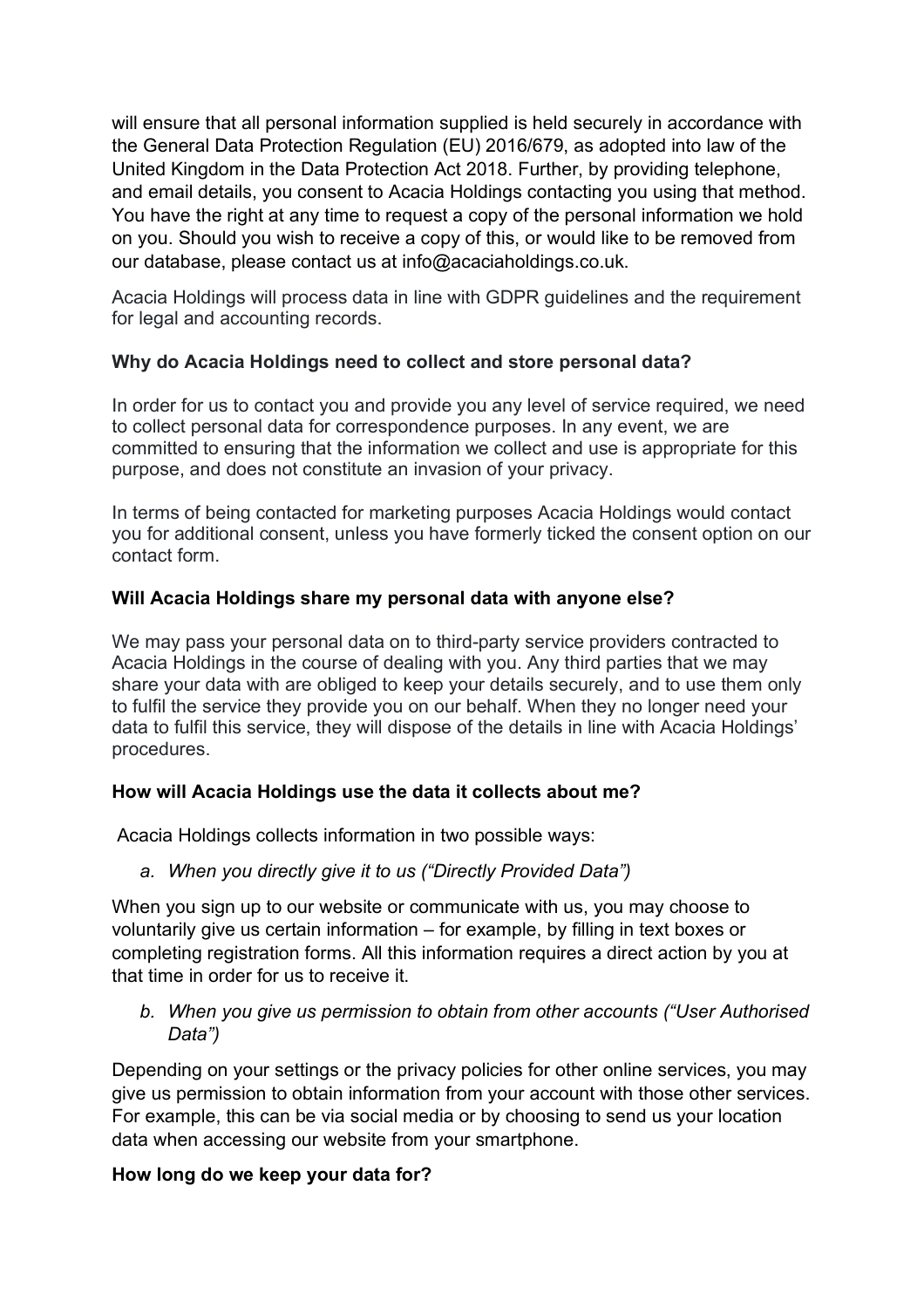will ensure that all personal information supplied is held securely in accordance with the General Data Protection Regulation (EU) 2016/679, as adopted into law of the United Kingdom in the Data Protection Act 2018. Further, by providing telephone, and email details, you consent to Acacia Holdings contacting you using that method. You have the right at any time to request a copy of the personal information we hold on you. Should you wish to receive a copy of this, or would like to be removed from our database, please contact us at info@acaciaholdings.co.uk.

Acacia Holdings will process data in line with GDPR guidelines and the requirement for legal and accounting records.

**Why do Acacia Holdings need to collect and store personal data?**

In order for us to contact you and provide you any level of service required, we need to collect personal data for correspondence purposes. In any event, we are committed to ensuring that the information we collect and use is appropriate for this purpose, and does not constitute an invasion of your privacy.

In terms of being contacted for marketing purposes Acacia Holdings would contact you for additional consent, unless you have formerly ticked the consent option on our contact form.

**Will Acacia Holdings share my personal data with anyone else?**

We may pass your personal data on to third-party service providers contracted to Acacia Holdings in the course of dealing with you. Any third parties that we may share your data with are obliged to keep your details securely, and to use them only to fulfil the service they provide you on our behalf. When they no longer need your data to fulfil this service, they will dispose of the details in line with Acacia Holdings' procedures.

**How will Acacia Holdings use the data it collects about me?**

Acacia Holdings collects information in two possible ways:

a. *When you directly give it to us ("Directly Provided Data")*

When you sign up to our website or communicate with us, you may choose to voluntarily give us certain information – for example, by filling in text boxes or completing registration forms. All this information requires a direct action by you at that time in order for us to receive it.

b. *When you give us permission to obtain from other accounts ("User Authorised Data")*

Depending on your settings or the privacy policies for other online services, you may give us permission to obtain information from your account with those other services. For example, this can be via social media or by choosing to send us your location data when accessing our website from your smartphone.

**How long do we keep your data for?**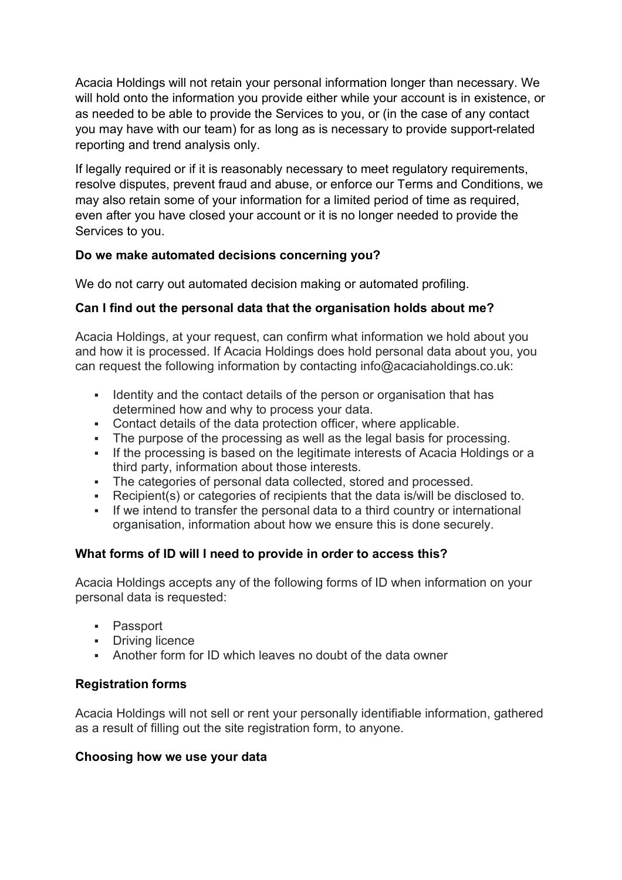Acacia Holdings will not retain your personal information longer than necessary. We will hold onto the information you provide either while your account is in existence, or as needed to be able to provide the Services to you, or (in the case of any contact you may have with our team) for as long as is necessary to provide support-related reporting and trend analysis only.

If legally required or if it is reasonably necessary to meet regulatory requirements, resolve disputes, prevent fraud and abuse, or enforce our Terms and Conditions, we may also retain some of your information for a limited period of time as required, even after you have closed your account or it is no longer needed to provide the Services to you.

**Do we make automated decisions concerning you?**

We do not carry out automated decision making or automated profiling.

**Can I find out the personal data that the organisation holds about me?**

Acacia Holdings, at your request, can confirm what information we hold about you and how it is processed. If Acacia Holdings does hold personal data about you, you can request the following information by contacting info@acaciaholdings.co.uk:

- Identity and the contact details of the person or organisation that has determined how and why to process your data.
- Contact details of the data protection officer, where applicable.
- The purpose of the processing as well as the legal basis for processing.
- If the processing is based on the legitimate interests of Acacia Holdings or a third party, information about those interests.
- The categories of personal data collected, stored and processed.
- Recipient(s) or categories of recipients that the data is/will be disclosed to.
- If we intend to transfer the personal data to a third country or international organisation, information about how we ensure this is done securely.

**What forms of ID will I need to provide in order to access this?**

Acacia Holdings accepts any of the following forms of ID when information on your personal data is requested:

- Passport
- Driving licence
- Another form for ID which leaves no doubt of the data owner

**Registration forms**

Acacia Holdings will not sell or rent your personally identifiable information, gathered as a result of filling out the site registration form, to anyone.

**Choosing how we use your data**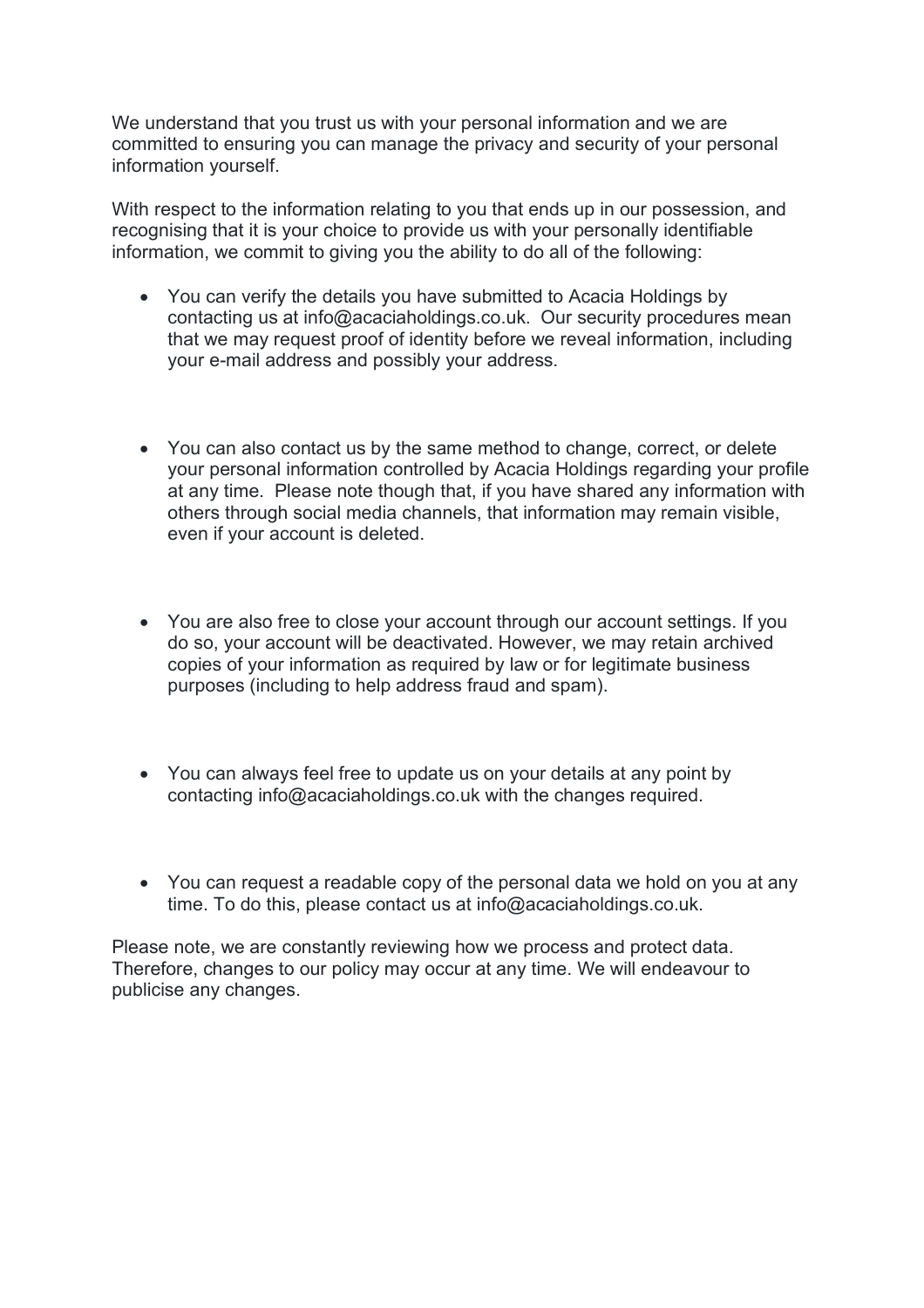We understand that you trust us with your personal information and we are committed to ensuring you can manage the privacy and security of your personal information yourself.

With respect to the information relating to you that ends up in our possession, and recognising that it is your choice to provide us with your personally identifiable information, we commit to giving you the ability to do all of the following:

- You can verify the details you have submitted to Acacia Holdings by contacting us at info@acaciaholdings.co.uk. Our security procedures mean that we may request proof of identity before we reveal information, including your e-mail address and possibly your address.

- You can also contact us by the same method to change, correct, or delete your personal information controlled by Acacia Holdings regarding your profile at any time. Please note though that, if you have shared any information with others through social media channels, that information may remain visible, even if your account is deleted.

- You are also free to close your account through our account settings. If you do so, your account will be deactivated. However, we may retain archived copies of your information as required by law or for legitimate business purposes (including to help address fraud and spam).

- You can always feel free to update us on your details at any point by contacting info@acaciaholdings.co.uk with the changes required.

- You can request a readable copy of the personal data we hold on you at any time. To do this, please contact us at info@acaciaholdings.co.uk.

Please note, we are constantly reviewing how we process and protect data. Therefore, changes to our policy may occur at any time. We will endeavour to publicise any changes.